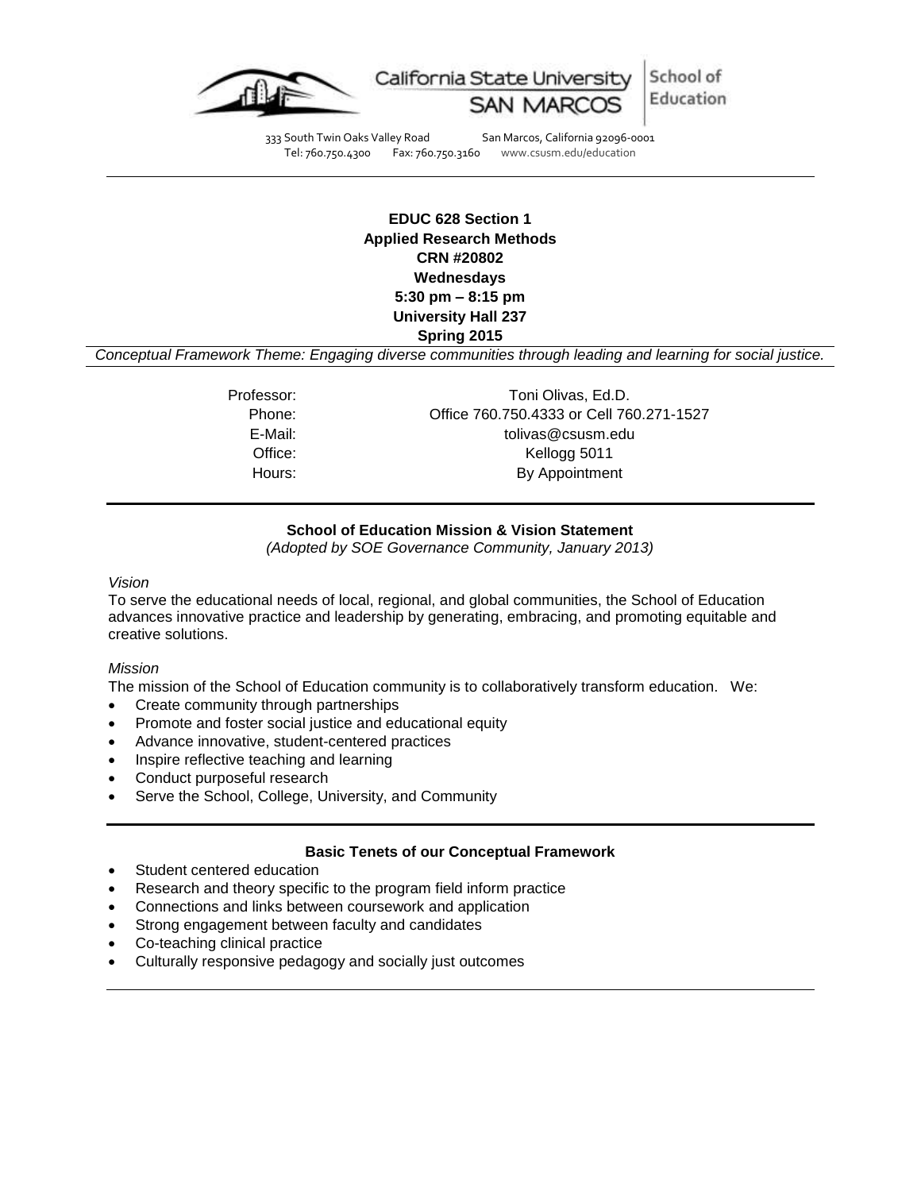California State University SAN MARCOS | School of Education

333 South Twin Oaks Valley Road San Marcos, California 92096-0001
Tel: 760.750.4300 Fax: 760.750.3160 www.csusm.edu/education

---

**EDUC 628 Section 1**
**Applied Research Methods**
**CRN #20802**
**Wednesdays**
**5:30 pm – 8:15 pm**
**University Hall 237**
**Spring 2015**

*Conceptual Framework Theme: Engaging diverse communities through leading and learning for social justice.*

Professor: Toni Olivas, Ed.D.
Phone: Office 760.750.4333 or Cell 760.271-1527
E-Mail: tolivas@csusm.edu
Office: Kellogg 5011
Hours: By Appointment

---

## School of Education Mission & Vision Statement

*(Adopted by SOE Governance Community, January 2013)*

*Vision*

To serve the educational needs of local, regional, and global communities, the School of Education advances innovative practice and leadership by generating, embracing, and promoting equitable and creative solutions.

*Mission*

The mission of the School of Education community is to collaboratively transform education. We:

- Create community through partnerships
- Promote and foster social justice and educational equity
- Advance innovative, student-centered practices
- Inspire reflective teaching and learning
- Conduct purposeful research
- Serve the School, College, University, and Community

---

## Basic Tenets of our Conceptual Framework

- Student centered education
- Research and theory specific to the program field inform practice
- Connections and links between coursework and application
- Strong engagement between faculty and candidates
- Co-teaching clinical practice
- Culturally responsive pedagogy and socially just outcomes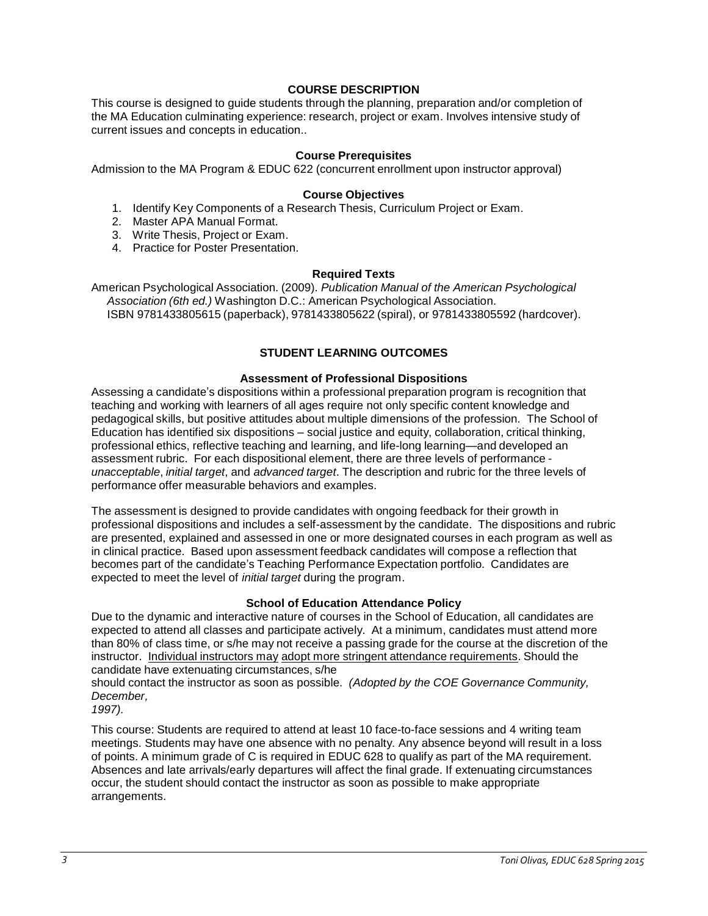## COURSE DESCRIPTION

This course is designed to guide students through the planning, preparation and/or completion of the MA Education culminating experience: research, project or exam. Involves intensive study of current issues and concepts in education..

### Course Prerequisites

Admission to the MA Program & EDUC 622 (concurrent enrollment upon instructor approval)

### Course Objectives

1. Identify Key Components of a Research Thesis, Curriculum Project or Exam.
2. Master APA Manual Format.
3. Write Thesis, Project or Exam.
4. Practice for Poster Presentation.

### Required Texts

American Psychological Association. (2009). *Publication Manual of the American Psychological Association (6th ed.)* Washington D.C.: American Psychological Association.
ISBN 9781433805615 (paperback), 9781433805622 (spiral), or 9781433805592 (hardcover).

## STUDENT LEARNING OUTCOMES

### Assessment of Professional Dispositions

Assessing a candidate's dispositions within a professional preparation program is recognition that teaching and working with learners of all ages require not only specific content knowledge and pedagogical skills, but positive attitudes about multiple dimensions of the profession. The School of Education has identified six dispositions – social justice and equity, collaboration, critical thinking, professional ethics, reflective teaching and learning, and life-long learning—and developed an assessment rubric. For each dispositional element, there are three levels of performance - *unacceptable*, *initial target*, and *advanced target*. The description and rubric for the three levels of performance offer measurable behaviors and examples.

The assessment is designed to provide candidates with ongoing feedback for their growth in professional dispositions and includes a self-assessment by the candidate. The dispositions and rubric are presented, explained and assessed in one or more designated courses in each program as well as in clinical practice. Based upon assessment feedback candidates will compose a reflection that becomes part of the candidate's Teaching Performance Expectation portfolio. Candidates are expected to meet the level of *initial target* during the program.

### School of Education Attendance Policy

Due to the dynamic and interactive nature of courses in the School of Education, all candidates are expected to attend all classes and participate actively. At a minimum, candidates must attend more than 80% of class time, or s/he may not receive a passing grade for the course at the discretion of the instructor. <u>Individual instructors may</u> <u>adopt more stringent attendance requirements</u>. Should the candidate have extenuating circumstances, s/he should contact the instructor as soon as possible. *(Adopted by the COE Governance Community, December, 1997).*

This course: Students are required to attend at least 10 face-to-face sessions and 4 writing team meetings. Students may have one absence with no penalty. Any absence beyond will result in a loss of points. A minimum grade of C is required in EDUC 628 to qualify as part of the MA requirement. Absences and late arrivals/early departures will affect the final grade. If extenuating circumstances occur, the student should contact the instructor as soon as possible to make appropriate arrangements.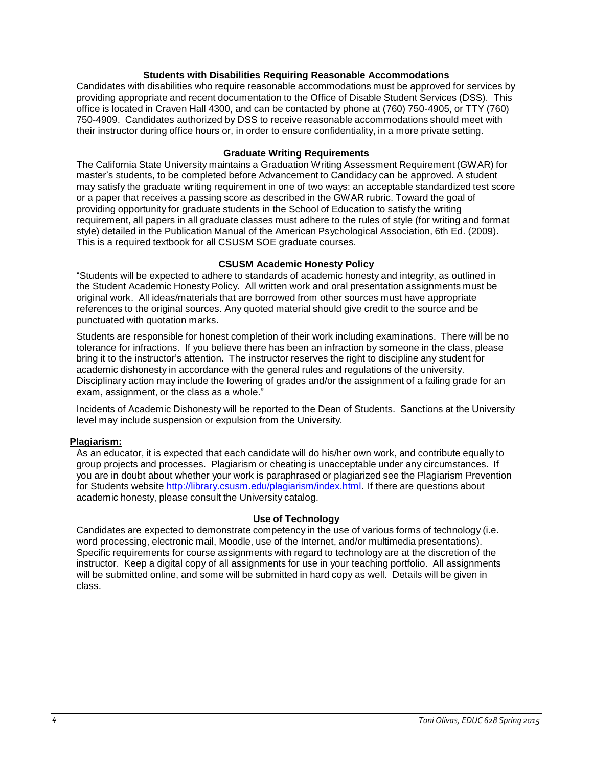### Students with Disabilities Requiring Reasonable Accommodations

Candidates with disabilities who require reasonable accommodations must be approved for services by providing appropriate and recent documentation to the Office of Disable Student Services (DSS). This office is located in Craven Hall 4300, and can be contacted by phone at (760) 750-4905, or TTY (760) 750-4909. Candidates authorized by DSS to receive reasonable accommodations should meet with their instructor during office hours or, in order to ensure confidentiality, in a more private setting.

### Graduate Writing Requirements

The California State University maintains a Graduation Writing Assessment Requirement (GWAR) for master's students, to be completed before Advancement to Candidacy can be approved. A student may satisfy the graduate writing requirement in one of two ways: an acceptable standardized test score or a paper that receives a passing score as described in the GWAR rubric. Toward the goal of providing opportunity for graduate students in the School of Education to satisfy the writing requirement, all papers in all graduate classes must adhere to the rules of style (for writing and format style) detailed in the Publication Manual of the American Psychological Association, 6th Ed. (2009). This is a required textbook for all CSUSM SOE graduate courses.

### CSUSM Academic Honesty Policy

"Students will be expected to adhere to standards of academic honesty and integrity, as outlined in the Student Academic Honesty Policy. All written work and oral presentation assignments must be original work. All ideas/materials that are borrowed from other sources must have appropriate references to the original sources. Any quoted material should give credit to the source and be punctuated with quotation marks.

Students are responsible for honest completion of their work including examinations. There will be no tolerance for infractions. If you believe there has been an infraction by someone in the class, please bring it to the instructor's attention. The instructor reserves the right to discipline any student for academic dishonesty in accordance with the general rules and regulations of the university. Disciplinary action may include the lowering of grades and/or the assignment of a failing grade for an exam, assignment, or the class as a whole."

Incidents of Academic Dishonesty will be reported to the Dean of Students. Sanctions at the University level may include suspension or expulsion from the University.

**Plagiarism:**

As an educator, it is expected that each candidate will do his/her own work, and contribute equally to group projects and processes. Plagiarism or cheating is unacceptable under any circumstances. If you are in doubt about whether your work is paraphrased or plagiarized see the Plagiarism Prevention for Students website http://library.csusm.edu/plagiarism/index.html. If there are questions about academic honesty, please consult the University catalog.

### Use of Technology

Candidates are expected to demonstrate competency in the use of various forms of technology (i.e. word processing, electronic mail, Moodle, use of the Internet, and/or multimedia presentations). Specific requirements for course assignments with regard to technology are at the discretion of the instructor. Keep a digital copy of all assignments for use in your teaching portfolio. All assignments will be submitted online, and some will be submitted in hard copy as well. Details will be given in class.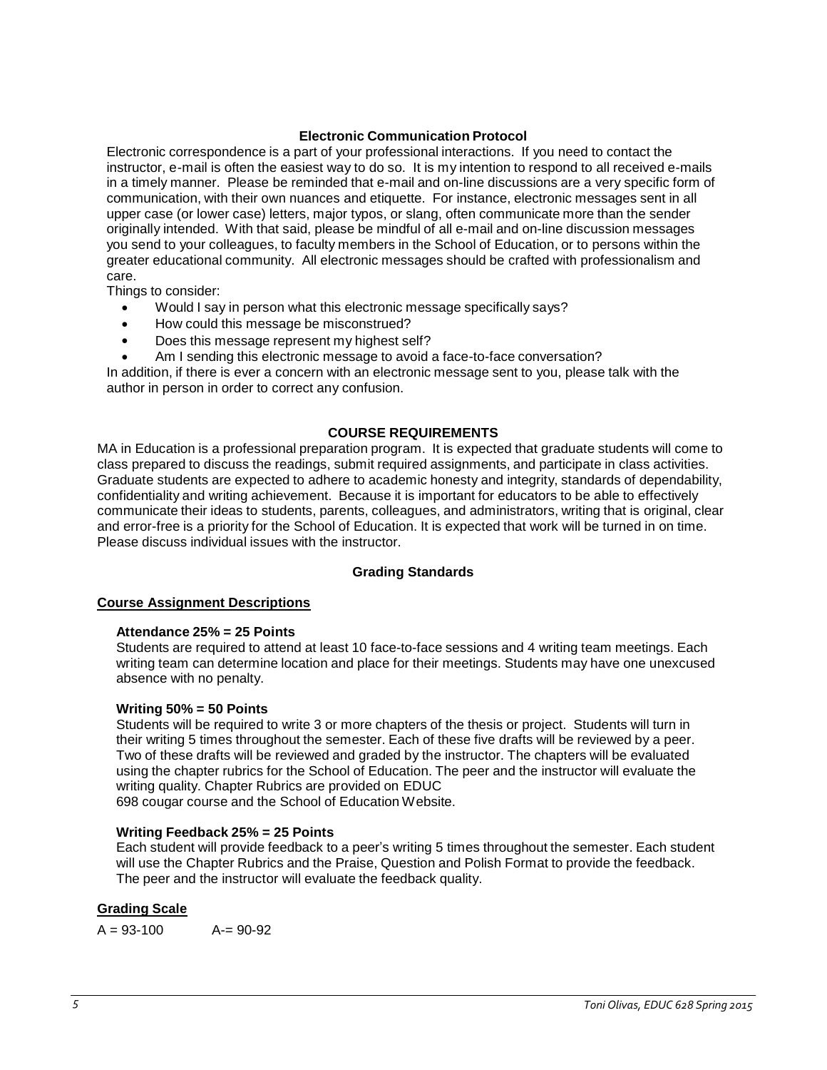### Electronic Communication Protocol

Electronic correspondence is a part of your professional interactions. If you need to contact the instructor, e-mail is often the easiest way to do so. It is my intention to respond to all received e-mails in a timely manner. Please be reminded that e-mail and on-line discussions are a very specific form of communication, with their own nuances and etiquette. For instance, electronic messages sent in all upper case (or lower case) letters, major typos, or slang, often communicate more than the sender originally intended. With that said, please be mindful of all e-mail and on-line discussion messages you send to your colleagues, to faculty members in the School of Education, or to persons within the greater educational community. All electronic messages should be crafted with professionalism and care.

Things to consider:

- Would I say in person what this electronic message specifically says?
- How could this message be misconstrued?
- Does this message represent my highest self?
- Am I sending this electronic message to avoid a face-to-face conversation?

In addition, if there is ever a concern with an electronic message sent to you, please talk with the author in person in order to correct any confusion.

## COURSE REQUIREMENTS

MA in Education is a professional preparation program. It is expected that graduate students will come to class prepared to discuss the readings, submit required assignments, and participate in class activities. Graduate students are expected to adhere to academic honesty and integrity, standards of dependability, confidentiality and writing achievement. Because it is important for educators to be able to effectively communicate their ideas to students, parents, colleagues, and administrators, writing that is original, clear and error-free is a priority for the School of Education. It is expected that work will be turned in on time. Please discuss individual issues with the instructor.

### Grading Standards

#### Course Assignment Descriptions

**Attendance 25% = 25 Points**

Students are required to attend at least 10 face-to-face sessions and 4 writing team meetings. Each writing team can determine location and place for their meetings. Students may have one unexcused absence with no penalty.

**Writing 50% = 50 Points**

Students will be required to write 3 or more chapters of the thesis or project. Students will turn in their writing 5 times throughout the semester. Each of these five drafts will be reviewed by a peer. Two of these drafts will be reviewed and graded by the instructor. The chapters will be evaluated using the chapter rubrics for the School of Education. The peer and the instructor will evaluate the writing quality. Chapter Rubrics are provided on EDUC 698 cougar course and the School of Education Website.

**Writing Feedback 25% = 25 Points**

Each student will provide feedback to a peer's writing 5 times throughout the semester. Each student will use the Chapter Rubrics and the Praise, Question and Polish Format to provide the feedback. The peer and the instructor will evaluate the feedback quality.

#### Grading Scale

A = 93-100 A-= 90-92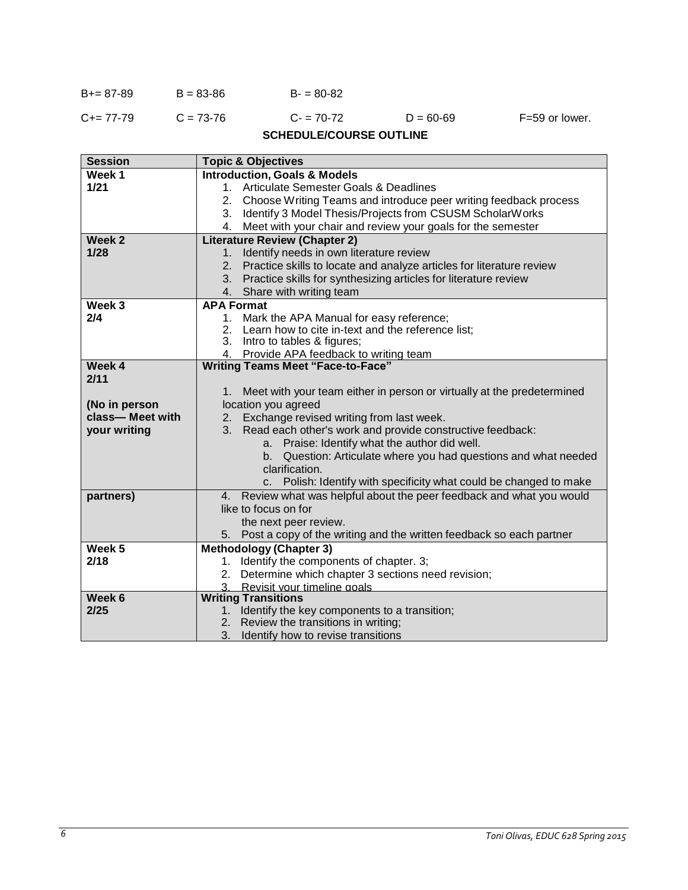B+= 87-89 B = 83-86 B- = 80-82

C+= 77-79 C = 73-76 C- = 70-72 D = 60-69 F=59 or lower.

## SCHEDULE/COURSE OUTLINE

| Session | Topic & Objectives |
|---|---|
| **Week 1**<br>**1/21** | **Introduction, Goals & Models**<br>1. Articulate Semester Goals & Deadlines<br>2. Choose Writing Teams and introduce peer writing feedback process<br>3. Identify 3 Model Thesis/Projects from CSUSM ScholarWorks<br>4. Meet with your chair and review your goals for the semester |
| **Week 2**<br>**1/28** | **Literature Review (Chapter 2)**<br>1. Identify needs in own literature review<br>2. Practice skills to locate and analyze articles for literature review<br>3. Practice skills for synthesizing articles for literature review<br>4. Share with writing team |
| **Week 3**<br>**2/4** | **APA Format**<br>1. Mark the APA Manual for easy reference;<br>2. Learn how to cite in-text and the reference list;<br>3. Intro to tables & figures;<br>4. Provide APA feedback to writing team |
| **Week 4**<br>**2/11**<br><br>**(No in person class— Meet with your writing partners)** | **Writing Teams Meet "Face-to-Face"**<br>1. Meet with your team either in person or virtually at the predetermined location you agreed<br>2. Exchange revised writing from last week.<br>3. Read each other's work and provide constructive feedback:<br>a. Praise: Identify what the author did well.<br>b. Question: Articulate where you had questions and what needed clarification.<br>c. Polish: Identify with specificity what could be changed to make<br>4. Review what was helpful about the peer feedback and what you would like to focus on for the next peer review.<br>5. Post a copy of the writing and the written feedback so each partner |
| **Week 5**<br>**2/18** | **Methodology (Chapter 3)**<br>1. Identify the components of chapter. 3;<br>2. Determine which chapter 3 sections need revision;<br>3. Revisit your timeline goals |
| **Week 6**<br>**2/25** | **Writing Transitions**<br>1. Identify the key components to a transition;<br>2. Review the transitions in writing;<br>3. Identify how to revise transitions |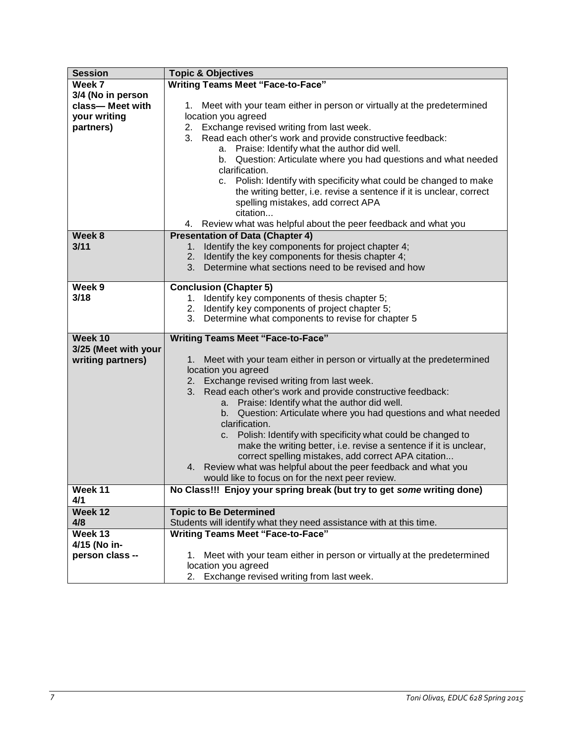| Session | Topic & Objectives |
|---|---|
| **Week 7** **3/4 (No in person class— Meet with your writing partners)** | **Writing Teams Meet "Face-to-Face"** <br> 1. Meet with your team either in person or virtually at the predetermined location you agreed <br> 2. Exchange revised writing from last week. <br> 3. Read each other's work and provide constructive feedback: <br> a. Praise: Identify what the author did well. <br> b. Question: Articulate where you had questions and what needed clarification. <br> c. Polish: Identify with specificity what could be changed to make the writing better, i.e. revise a sentence if it is unclear, correct spelling mistakes, add correct APA citation... <br> 4. Review what was helpful about the peer feedback and what you |
| **Week 8** **3/11** | **Presentation of Data (Chapter 4)** <br> 1. Identify the key components for project chapter 4; <br> 2. Identify the key components for thesis chapter 4; <br> 3. Determine what sections need to be revised and how |
| **Week 9** **3/18** | **Conclusion (Chapter 5)** <br> 1. Identify key components of thesis chapter 5; <br> 2. Identify key components of project chapter 5; <br> 3. Determine what components to revise for chapter 5 |
| **Week 10** **3/25 (Meet with your writing partners)** | **Writing Teams Meet "Face-to-Face"** <br> 1. Meet with your team either in person or virtually at the predetermined location you agreed <br> 2. Exchange revised writing from last week. <br> 3. Read each other's work and provide constructive feedback: <br> a. Praise: Identify what the author did well. <br> b. Question: Articulate where you had questions and what needed clarification. <br> c. Polish: Identify with specificity what could be changed to make the writing better, i.e. revise a sentence if it is unclear, correct spelling mistakes, add correct APA citation... <br> 4. Review what was helpful about the peer feedback and what you would like to focus on for the next peer review. |
| **Week 11** **4/1** | **No Class!!! Enjoy your spring break (but try to get *some* writing done)** |
| **Week 12** **4/8** | **Topic to Be Determined** <br> Students will identify what they need assistance with at this time. |
| **Week 13** **4/15 (No in-person class --** | **Writing Teams Meet "Face-to-Face"** <br> 1. Meet with your team either in person or virtually at the predetermined location you agreed <br> 2. Exchange revised writing from last week. |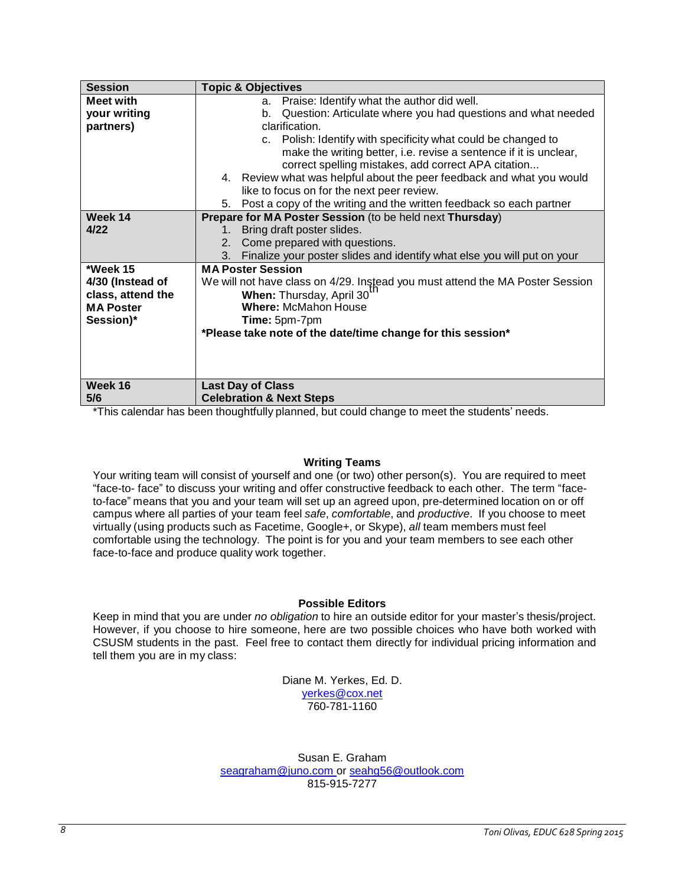| Session | Topic & Objectives |
| --- | --- |
| **Meet with your writing partners)** | a. Praise: Identify what the author did well.<br>b. Question: Articulate where you had questions and what needed clarification.<br>c. Polish: Identify with specificity what could be changed to make the writing better, i.e. revise a sentence if it is unclear, correct spelling mistakes, add correct APA citation...<br>4. Review what was helpful about the peer feedback and what you would like to focus on for the next peer review.<br>5. Post a copy of the writing and the written feedback so each partner |
| **Week 14**<br>**4/22** | **Prepare for MA Poster Session** (to be held next **Thursday**)<br>1. Bring draft poster slides.<br>2. Come prepared with questions.<br>3. Finalize your poster slides and identify what else you will put on your |
| **\*Week 15**<br>**4/30 (Instead of class, attend the MA Poster Session)\*** | **MA Poster Session**<br>We will not have class on 4/29. Instead you must attend the MA Poster Session<br>**When:** Thursday, April 30th<br>**Where:** McMahon House<br>**Time:** 5pm-7pm<br>**\*Please take note of the date/time change for this session\*** |
| **Week 16**<br>**5/6** | **Last Day of Class**<br>**Celebration & Next Steps** |

*This calendar has been thoughtfully planned, but could change to meet the students' needs.

## Writing Teams

Your writing team will consist of yourself and one (or two) other person(s). You are required to meet "face-to- face" to discuss your writing and offer constructive feedback to each other. The term "face-to-face" means that you and your team will set up an agreed upon, pre-determined location on or off campus where all parties of your team feel *safe*, *comfortable*, and *productive*. If you choose to meet virtually (using products such as Facetime, Google+, or Skype), *all* team members must feel comfortable using the technology. The point is for you and your team members to see each other face-to-face and produce quality work together.

## Possible Editors

Keep in mind that you are under *no obligation* to hire an outside editor for your master's thesis/project. However, if you choose to hire someone, here are two possible choices who have both worked with CSUSM students in the past. Feel free to contact them directly for individual pricing information and tell them you are in my class:

Diane M. Yerkes, Ed. D.
yerkes@cox.net
760-781-1160

Susan E. Graham
seagraham@juno.com or seahg56@outlook.com
815-915-7277